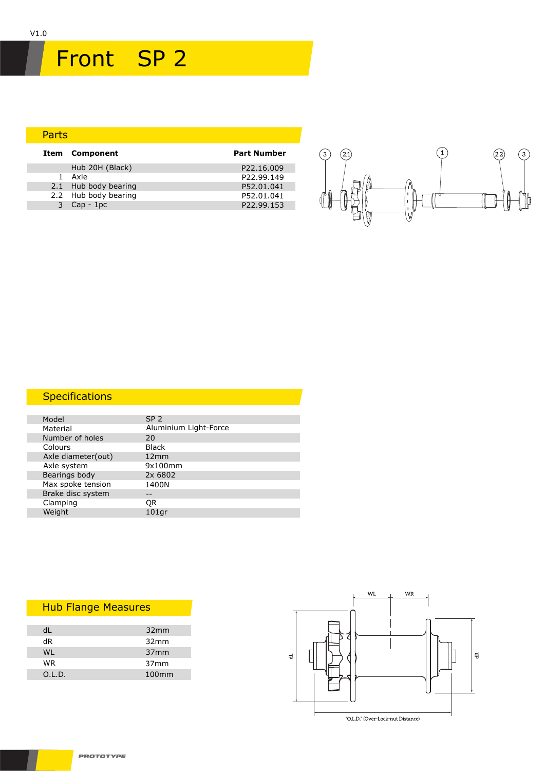V1.0

# Front SP 2

## Parts

| Item | Component | Part Number |
|---|---|---|
| | Hub 20H (Black) | P22.16.009 |
| 1 | Axle | P22.99.149 |
| 2.1 | Hub body bearing | P52.01.041 |
| 2.2 | Hub body bearing | P52.01.041 |
| 3 | Cap - 1pc | P22.99.153 |

## Specifications

| | |
|---|---|
| Model | SP 2 |
| Material | Aluminium Light-Force |
| Number of holes | 20 |
| Colours | Black |
| Axle diameter(out) | 12mm |
| Axle system | 9x100mm |
| Bearings body | 2x 6802 |
| Max spoke tension | 1400N |
| Brake disc system | -- |
| Clamping | QR |
| Weight | 101gr |

## Hub Flange Measures

| | |
|---|---|
| dL | 32mm |
| dR | 32mm |
| WL | 37mm |
| WR | 37mm |
| O.L.D. | 100mm |

"O.L.D." (Over-Lock-nut Distance)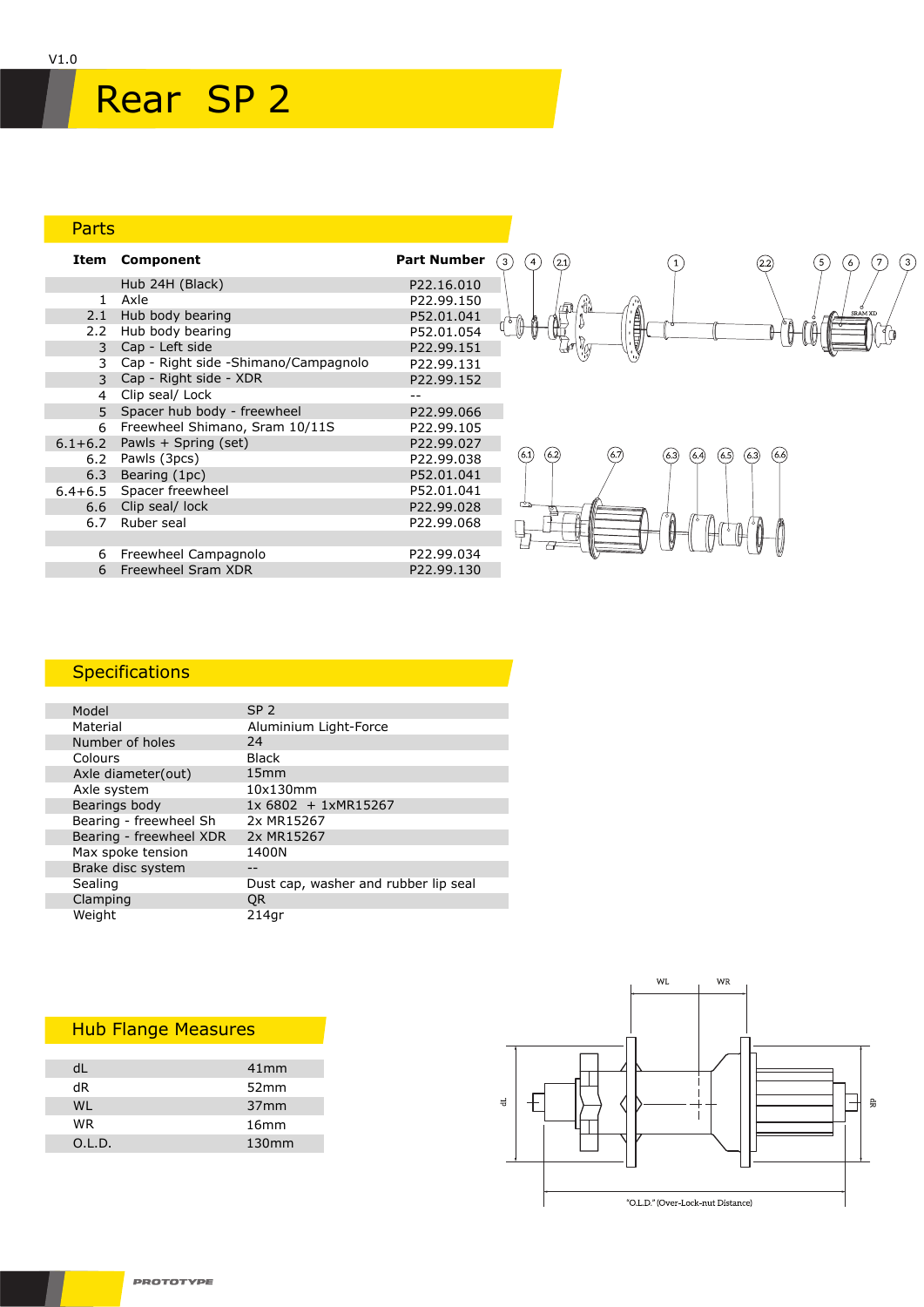V1.0

# Rear SP 2

## Parts

| Item | Component | Part Number |
|---|---|---|
| | Hub 24H (Black) | P22.16.010 |
| 1 | Axle | P22.99.150 |
| 2.1 | Hub body bearing | P52.01.041 |
| 2.2 | Hub body bearing | P52.01.054 |
| 3 | Cap - Left side | P22.99.151 |
| 3 | Cap - Right side -Shimano/Campagnolo | P22.99.131 |
| 3 | Cap - Right side - XDR | P22.99.152 |
| 4 | Clip seal/ Lock | -- |
| 5 | Spacer hub body - freewheel | P22.99.066 |
| 6 | Freewheel Shimano, Sram 10/11S | P22.99.105 |
| 6.1+6.2 | Pawls + Spring (set) | P22.99.027 |
| 6.2 | Pawls (3pcs) | P22.99.038 |
| 6.3 | Bearing (1pc) | P52.01.041 |
| 6.4+6.5 | Spacer freewheel | P52.01.041 |
| 6.6 | Clip seal/ lock | P22.99.028 |
| 6.7 | Ruber seal | P22.99.068 |
| | | |
| 6 | Freewheel Campagnolo | P22.99.034 |
| 6 | Freewheel Sram XDR | P22.99.130 |

3 4 2.1 1 2.2 5 6 7 3

SRAM XD

6.1 6.2 6.7 6.3 6.4 6.5 6.3 6.6

## Specifications

| | |
|---|---|
| Model | SP 2 |
| Material | Aluminium Light-Force |
| Number of holes | 24 |
| Colours | Black |
| Axle diameter(out) | 15mm |
| Axle system | 10x130mm |
| Bearings body | 1x 6802 + 1xMR15267 |
| Bearing - freewheel Sh | 2x MR15267 |
| Bearing - freewheel XDR | 2x MR15267 |
| Max spoke tension | 1400N |
| Brake disc system | -- |
| Sealing | Dust cap, washer and rubber lip seal |
| Clamping | QR |
| Weight | 214gr |

## Hub Flange Measures

| | |
|---|---|
| dL | 41mm |
| dR | 52mm |
| WL | 37mm |
| WR | 16mm |
| O.L.D. | 130mm |

WL WR

dL dR

"O.L.D." (Over-Lock-nut Distance)

PROTOTYPE